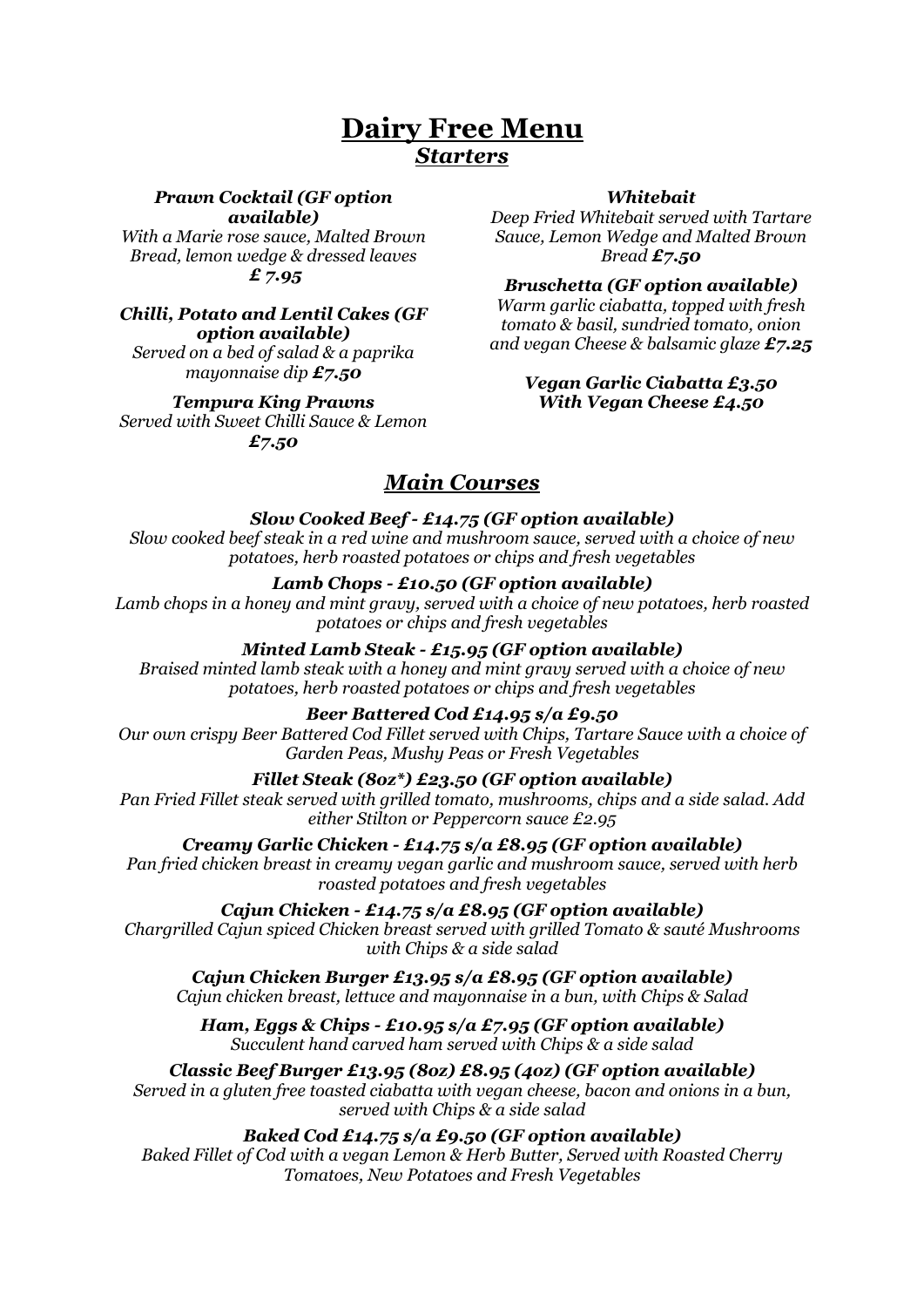# Dairy Free Menu

## *Starters*

***Prawn Cocktail (GF option available)***
*With a Marie rose sauce, Malted Brown Bread, lemon wedge & dressed leaves*
***£ 7.95***

***Chilli, Potato and Lentil Cakes (GF option available)***
*Served on a bed of salad & a paprika mayonnaise dip* ***£7.50***

***Tempura King Prawns***
*Served with Sweet Chilli Sauce & Lemon*
***£7.50***

***Whitebait***
*Deep Fried Whitebait served with Tartare Sauce, Lemon Wedge and Malted Brown Bread* ***£7.50***

***Bruschetta (GF option available)***
*Warm garlic ciabatta, topped with fresh tomato & basil, sundried tomato, onion and vegan Cheese & balsamic glaze* ***£7.25***

***Vegan Garlic Ciabatta £3.50***
***With Vegan Cheese £4.50***

## *Main Courses*

***Slow Cooked Beef - £14.75 (GF option available)***
*Slow cooked beef steak in a red wine and mushroom sauce, served with a choice of new potatoes, herb roasted potatoes or chips and fresh vegetables*

***Lamb Chops - £10.50 (GF option available)***
*Lamb chops in a honey and mint gravy, served with a choice of new potatoes, herb roasted potatoes or chips and fresh vegetables*

***Minted Lamb Steak - £15.95 (GF option available)***
*Braised minted lamb steak with a honey and mint gravy served with a choice of new potatoes, herb roasted potatoes or chips and fresh vegetables*

***Beer Battered Cod £14.95 s/a £9.50***
*Our own crispy Beer Battered Cod Fillet served with Chips, Tartare Sauce with a choice of Garden Peas, Mushy Peas or Fresh Vegetables*

***Fillet Steak (8oz*) £23.50 (GF option available)***
*Pan Fried Fillet steak served with grilled tomato, mushrooms, chips and a side salad. Add either Stilton or Peppercorn sauce £2.95*

***Creamy Garlic Chicken - £14.75 s/a £8.95 (GF option available)***
*Pan fried chicken breast in creamy vegan garlic and mushroom sauce, served with herb roasted potatoes and fresh vegetables*

***Cajun Chicken - £14.75 s/a £8.95 (GF option available)***
*Chargrilled Cajun spiced Chicken breast served with grilled Tomato & sauté Mushrooms with Chips & a side salad*

***Cajun Chicken Burger £13.95 s/a £8.95 (GF option available)***
*Cajun chicken breast, lettuce and mayonnaise in a bun, with Chips & Salad*

***Ham, Eggs & Chips - £10.95 s/a £7.95 (GF option available)***
*Succulent hand carved ham served with Chips & a side salad*

***Classic Beef Burger £13.95 (8oz) £8.95 (4oz) (GF option available)***
*Served in a gluten free toasted ciabatta with vegan cheese, bacon and onions in a bun, served with Chips & a side salad*

***Baked Cod £14.75 s/a £9.50 (GF option available)***
*Baked Fillet of Cod with a vegan Lemon & Herb Butter, Served with Roasted Cherry Tomatoes, New Potatoes and Fresh Vegetables*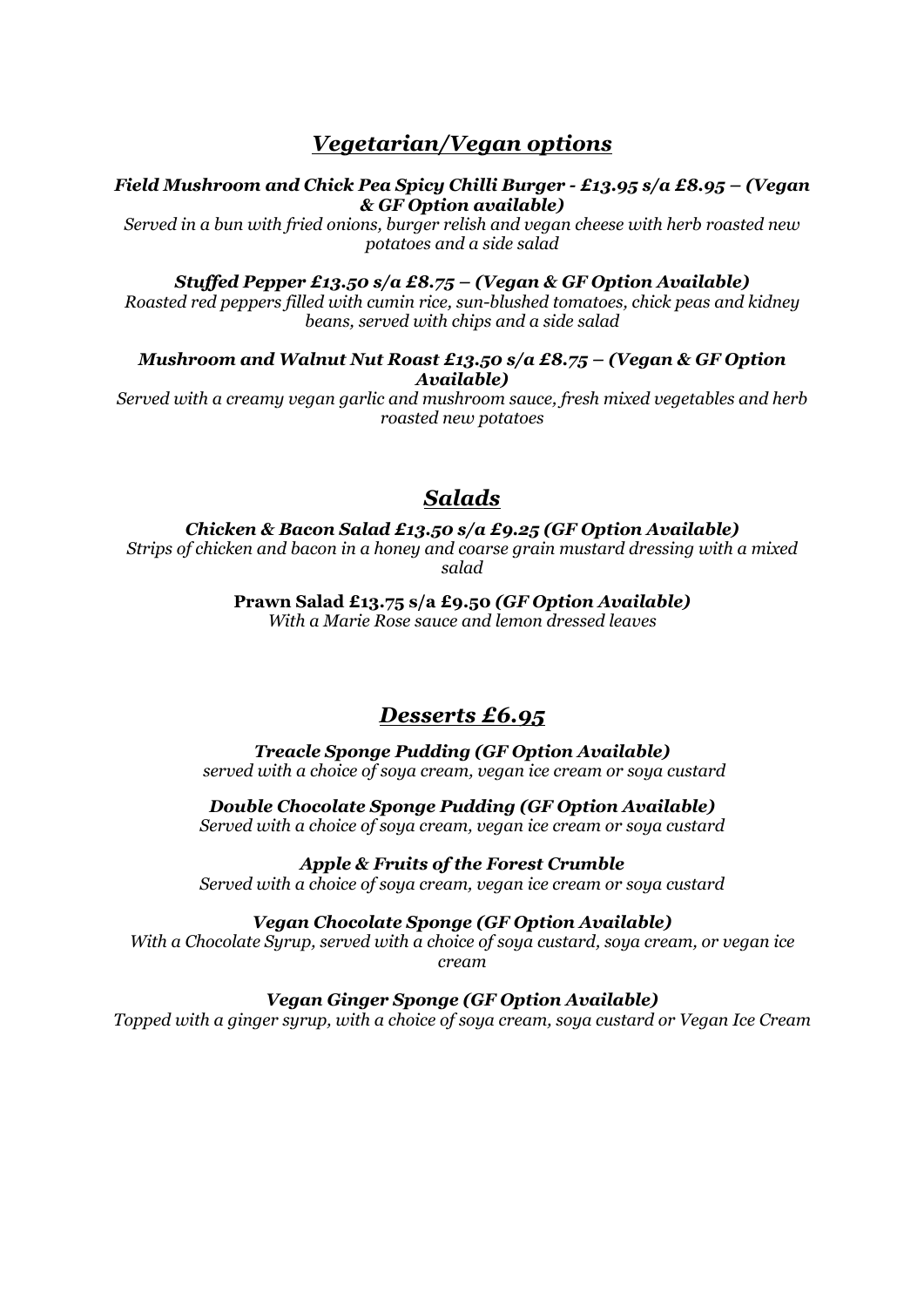## *Vegetarian/Vegan options*

***Field Mushroom and Chick Pea Spicy Chilli Burger - £13.95 s/a £8.95 – (Vegan & GF Option available)***

*Served in a bun with fried onions, burger relish and vegan cheese with herb roasted new potatoes and a side salad*

***Stuffed Pepper £13.50 s/a £8.75 – (Vegan & GF Option Available)***

*Roasted red peppers filled with cumin rice, sun-blushed tomatoes, chick peas and kidney beans, served with chips and a side salad*

***Mushroom and Walnut Nut Roast £13.50 s/a £8.75 – (Vegan & GF Option Available)***

*Served with a creamy vegan garlic and mushroom sauce, fresh mixed vegetables and herb roasted new potatoes*

## *Salads*

***Chicken & Bacon Salad £13.50 s/a £9.25 (GF Option Available)***

*Strips of chicken and bacon in a honey and coarse grain mustard dressing with a mixed salad*

**Prawn Salad £13.75 s/a £9.50 *(GF Option Available)***

*With a Marie Rose sauce and lemon dressed leaves*

## *Desserts £6.95*

***Treacle Sponge Pudding (GF Option Available)***

*served with a choice of soya cream, vegan ice cream or soya custard*

***Double Chocolate Sponge Pudding (GF Option Available)***

*Served with a choice of soya cream, vegan ice cream or soya custard*

***Apple & Fruits of the Forest Crumble***

*Served with a choice of soya cream, vegan ice cream or soya custard*

***Vegan Chocolate Sponge (GF Option Available)***

*With a Chocolate Syrup, served with a choice of soya custard, soya cream, or vegan ice cream*

***Vegan Ginger Sponge (GF Option Available)***

*Topped with a ginger syrup, with a choice of soya cream, soya custard or Vegan Ice Cream*